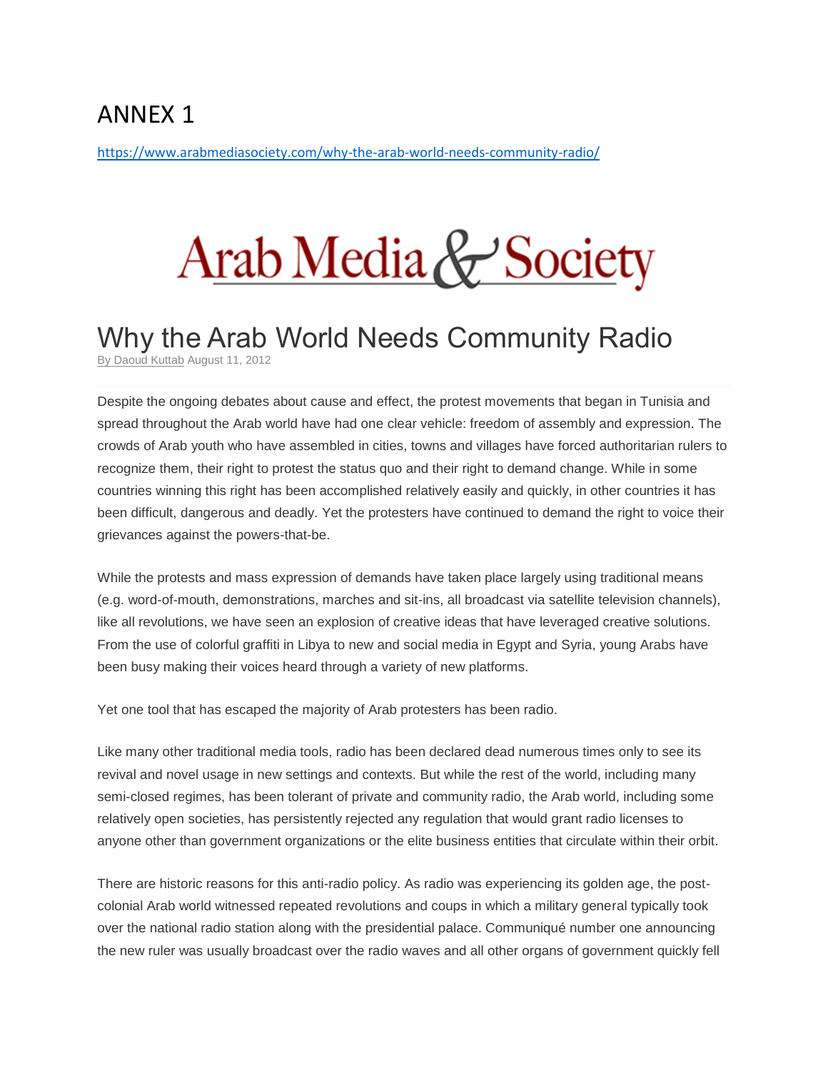# ANNEX 1

https://www.arabmediasociety.com/why-the-arab-world-needs-community-radio/

Arab Media & Society

# Why the Arab World Needs Community Radio

By Daoud Kuttab August 11, 2012

Despite the ongoing debates about cause and effect, the protest movements that began in Tunisia and spread throughout the Arab world have had one clear vehicle: freedom of assembly and expression. The crowds of Arab youth who have assembled in cities, towns and villages have forced authoritarian rulers to recognize them, their right to protest the status quo and their right to demand change. While in some countries winning this right has been accomplished relatively easily and quickly, in other countries it has been difficult, dangerous and deadly. Yet the protesters have continued to demand the right to voice their grievances against the powers-that-be.

While the protests and mass expression of demands have taken place largely using traditional means (e.g. word-of-mouth, demonstrations, marches and sit-ins, all broadcast via satellite television channels), like all revolutions, we have seen an explosion of creative ideas that have leveraged creative solutions. From the use of colorful graffiti in Libya to new and social media in Egypt and Syria, young Arabs have been busy making their voices heard through a variety of new platforms.

Yet one tool that has escaped the majority of Arab protesters has been radio.

Like many other traditional media tools, radio has been declared dead numerous times only to see its revival and novel usage in new settings and contexts. But while the rest of the world, including many semi-closed regimes, has been tolerant of private and community radio, the Arab world, including some relatively open societies, has persistently rejected any regulation that would grant radio licenses to anyone other than government organizations or the elite business entities that circulate within their orbit.

There are historic reasons for this anti-radio policy. As radio was experiencing its golden age, the post-colonial Arab world witnessed repeated revolutions and coups in which a military general typically took over the national radio station along with the presidential palace. Communiqué number one announcing the new ruler was usually broadcast over the radio waves and all other organs of government quickly fell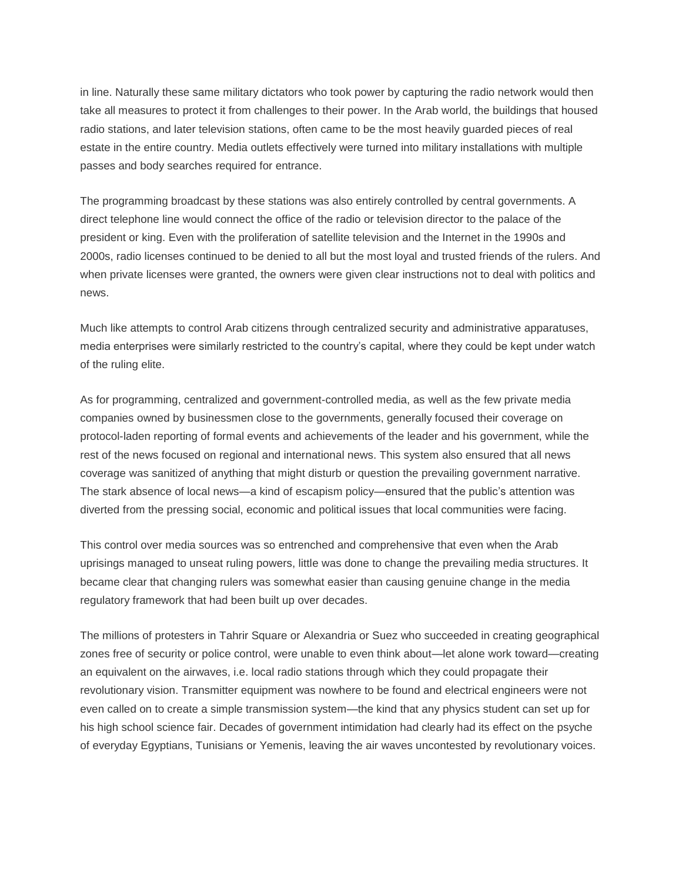in line. Naturally these same military dictators who took power by capturing the radio network would then take all measures to protect it from challenges to their power. In the Arab world, the buildings that housed radio stations, and later television stations, often came to be the most heavily guarded pieces of real estate in the entire country. Media outlets effectively were turned into military installations with multiple passes and body searches required for entrance.

The programming broadcast by these stations was also entirely controlled by central governments. A direct telephone line would connect the office of the radio or television director to the palace of the president or king. Even with the proliferation of satellite television and the Internet in the 1990s and 2000s, radio licenses continued to be denied to all but the most loyal and trusted friends of the rulers. And when private licenses were granted, the owners were given clear instructions not to deal with politics and news.

Much like attempts to control Arab citizens through centralized security and administrative apparatuses, media enterprises were similarly restricted to the country's capital, where they could be kept under watch of the ruling elite.

As for programming, centralized and government-controlled media, as well as the few private media companies owned by businessmen close to the governments, generally focused their coverage on protocol-laden reporting of formal events and achievements of the leader and his government, while the rest of the news focused on regional and international news. This system also ensured that all news coverage was sanitized of anything that might disturb or question the prevailing government narrative. The stark absence of local news—a kind of escapism policy—ensured that the public's attention was diverted from the pressing social, economic and political issues that local communities were facing.

This control over media sources was so entrenched and comprehensive that even when the Arab uprisings managed to unseat ruling powers, little was done to change the prevailing media structures. It became clear that changing rulers was somewhat easier than causing genuine change in the media regulatory framework that had been built up over decades.

The millions of protesters in Tahrir Square or Alexandria or Suez who succeeded in creating geographical zones free of security or police control, were unable to even think about—let alone work toward—creating an equivalent on the airwaves, i.e. local radio stations through which they could propagate their revolutionary vision. Transmitter equipment was nowhere to be found and electrical engineers were not even called on to create a simple transmission system—the kind that any physics student can set up for his high school science fair. Decades of government intimidation had clearly had its effect on the psyche of everyday Egyptians, Tunisians or Yemenis, leaving the air waves uncontested by revolutionary voices.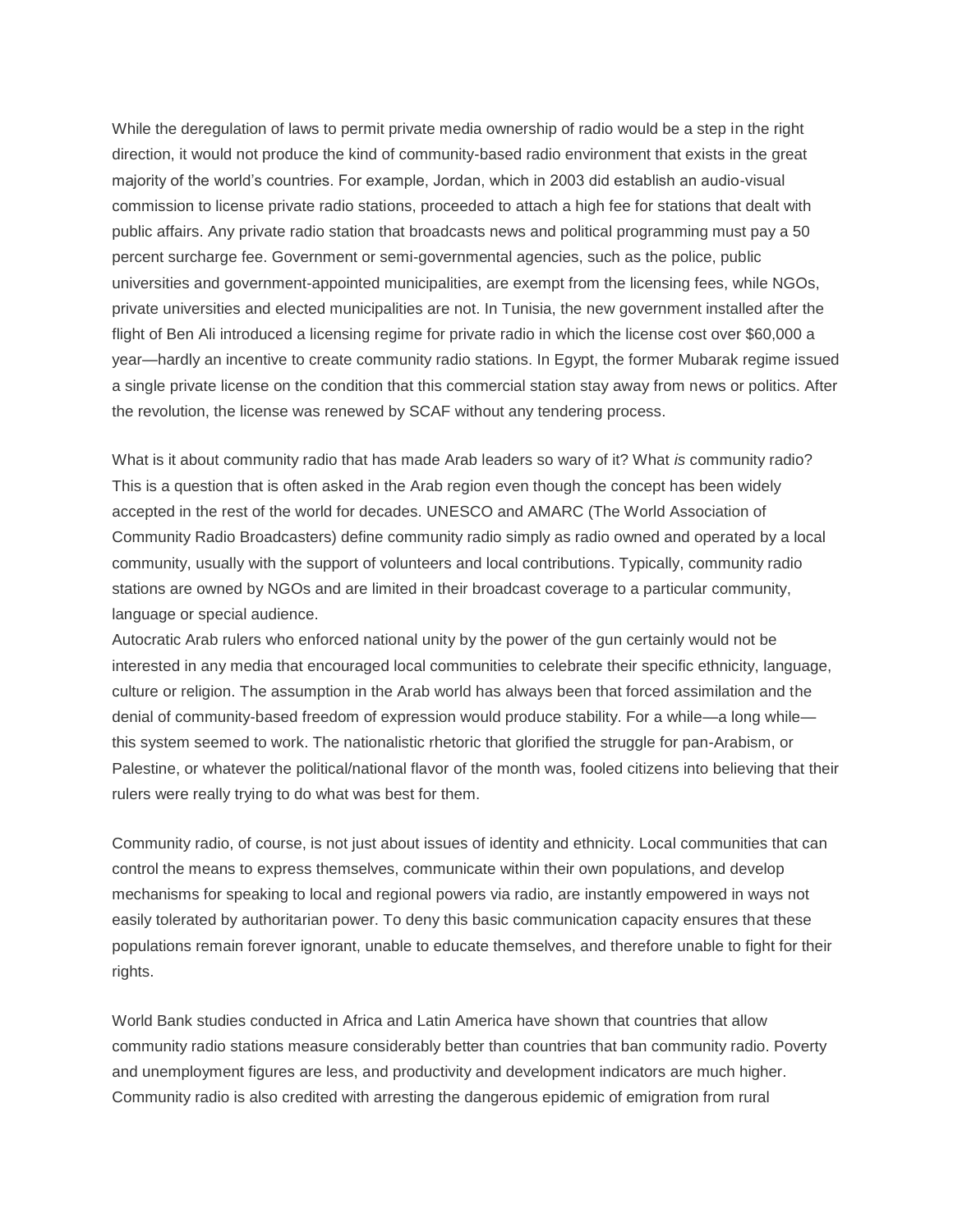While the deregulation of laws to permit private media ownership of radio would be a step in the right direction, it would not produce the kind of community-based radio environment that exists in the great majority of the world's countries. For example, Jordan, which in 2003 did establish an audio-visual commission to license private radio stations, proceeded to attach a high fee for stations that dealt with public affairs. Any private radio station that broadcasts news and political programming must pay a 50 percent surcharge fee. Government or semi-governmental agencies, such as the police, public universities and government-appointed municipalities, are exempt from the licensing fees, while NGOs, private universities and elected municipalities are not. In Tunisia, the new government installed after the flight of Ben Ali introduced a licensing regime for private radio in which the license cost over $60,000 a year—hardly an incentive to create community radio stations. In Egypt, the former Mubarak regime issued a single private license on the condition that this commercial station stay away from news or politics. After the revolution, the license was renewed by SCAF without any tendering process.

What is it about community radio that has made Arab leaders so wary of it? What *is* community radio? This is a question that is often asked in the Arab region even though the concept has been widely accepted in the rest of the world for decades. UNESCO and AMARC (The World Association of Community Radio Broadcasters) define community radio simply as radio owned and operated by a local community, usually with the support of volunteers and local contributions. Typically, community radio stations are owned by NGOs and are limited in their broadcast coverage to a particular community, language or special audience.

Autocratic Arab rulers who enforced national unity by the power of the gun certainly would not be interested in any media that encouraged local communities to celebrate their specific ethnicity, language, culture or religion. The assumption in the Arab world has always been that forced assimilation and the denial of community-based freedom of expression would produce stability. For a while—a long while—this system seemed to work. The nationalistic rhetoric that glorified the struggle for pan-Arabism, or Palestine, or whatever the political/national flavor of the month was, fooled citizens into believing that their rulers were really trying to do what was best for them.

Community radio, of course, is not just about issues of identity and ethnicity. Local communities that can control the means to express themselves, communicate within their own populations, and develop mechanisms for speaking to local and regional powers via radio, are instantly empowered in ways not easily tolerated by authoritarian power. To deny this basic communication capacity ensures that these populations remain forever ignorant, unable to educate themselves, and therefore unable to fight for their rights.

World Bank studies conducted in Africa and Latin America have shown that countries that allow community radio stations measure considerably better than countries that ban community radio. Poverty and unemployment figures are less, and productivity and development indicators are much higher. Community radio is also credited with arresting the dangerous epidemic of emigration from rural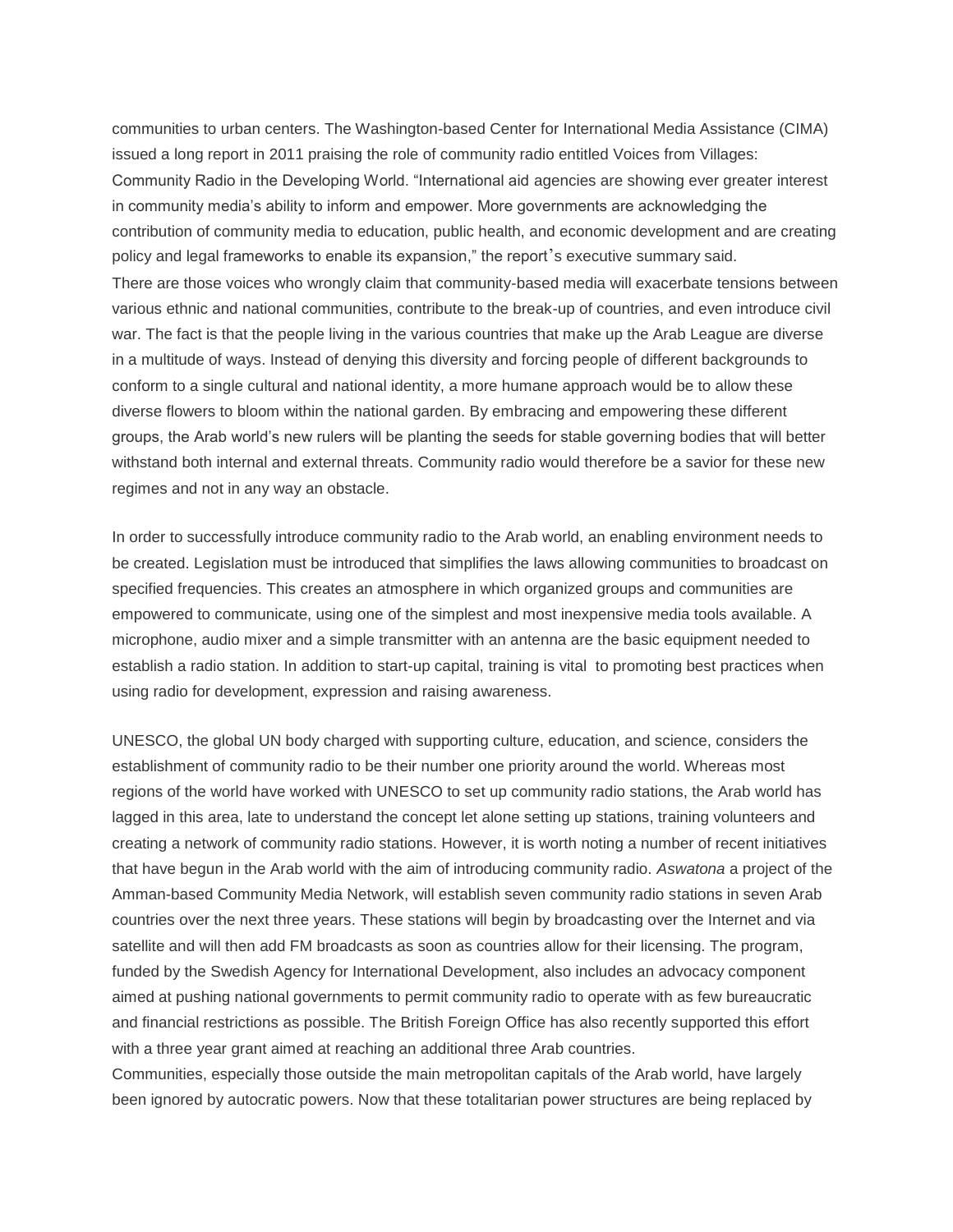communities to urban centers. The Washington-based Center for International Media Assistance (CIMA) issued a long report in 2011 praising the role of community radio entitled Voices from Villages: Community Radio in the Developing World. "International aid agencies are showing ever greater interest in community media's ability to inform and empower. More governments are acknowledging the contribution of community media to education, public health, and economic development and are creating policy and legal frameworks to enable its expansion," the report's executive summary said.

There are those voices who wrongly claim that community-based media will exacerbate tensions between various ethnic and national communities, contribute to the break-up of countries, and even introduce civil war. The fact is that the people living in the various countries that make up the Arab League are diverse in a multitude of ways. Instead of denying this diversity and forcing people of different backgrounds to conform to a single cultural and national identity, a more humane approach would be to allow these diverse flowers to bloom within the national garden. By embracing and empowering these different groups, the Arab world's new rulers will be planting the seeds for stable governing bodies that will better withstand both internal and external threats. Community radio would therefore be a savior for these new regimes and not in any way an obstacle.

In order to successfully introduce community radio to the Arab world, an enabling environment needs to be created. Legislation must be introduced that simplifies the laws allowing communities to broadcast on specified frequencies. This creates an atmosphere in which organized groups and communities are empowered to communicate, using one of the simplest and most inexpensive media tools available. A microphone, audio mixer and a simple transmitter with an antenna are the basic equipment needed to establish a radio station. In addition to start-up capital, training is vital to promoting best practices when using radio for development, expression and raising awareness.

UNESCO, the global UN body charged with supporting culture, education, and science, considers the establishment of community radio to be their number one priority around the world. Whereas most regions of the world have worked with UNESCO to set up community radio stations, the Arab world has lagged in this area, late to understand the concept let alone setting up stations, training volunteers and creating a network of community radio stations. However, it is worth noting a number of recent initiatives that have begun in the Arab world with the aim of introducing community radio. *Aswatona* a project of the Amman-based Community Media Network, will establish seven community radio stations in seven Arab countries over the next three years. These stations will begin by broadcasting over the Internet and via satellite and will then add FM broadcasts as soon as countries allow for their licensing. The program, funded by the Swedish Agency for International Development, also includes an advocacy component aimed at pushing national governments to permit community radio to operate with as few bureaucratic and financial restrictions as possible. The British Foreign Office has also recently supported this effort with a three year grant aimed at reaching an additional three Arab countries.

Communities, especially those outside the main metropolitan capitals of the Arab world, have largely been ignored by autocratic powers. Now that these totalitarian power structures are being replaced by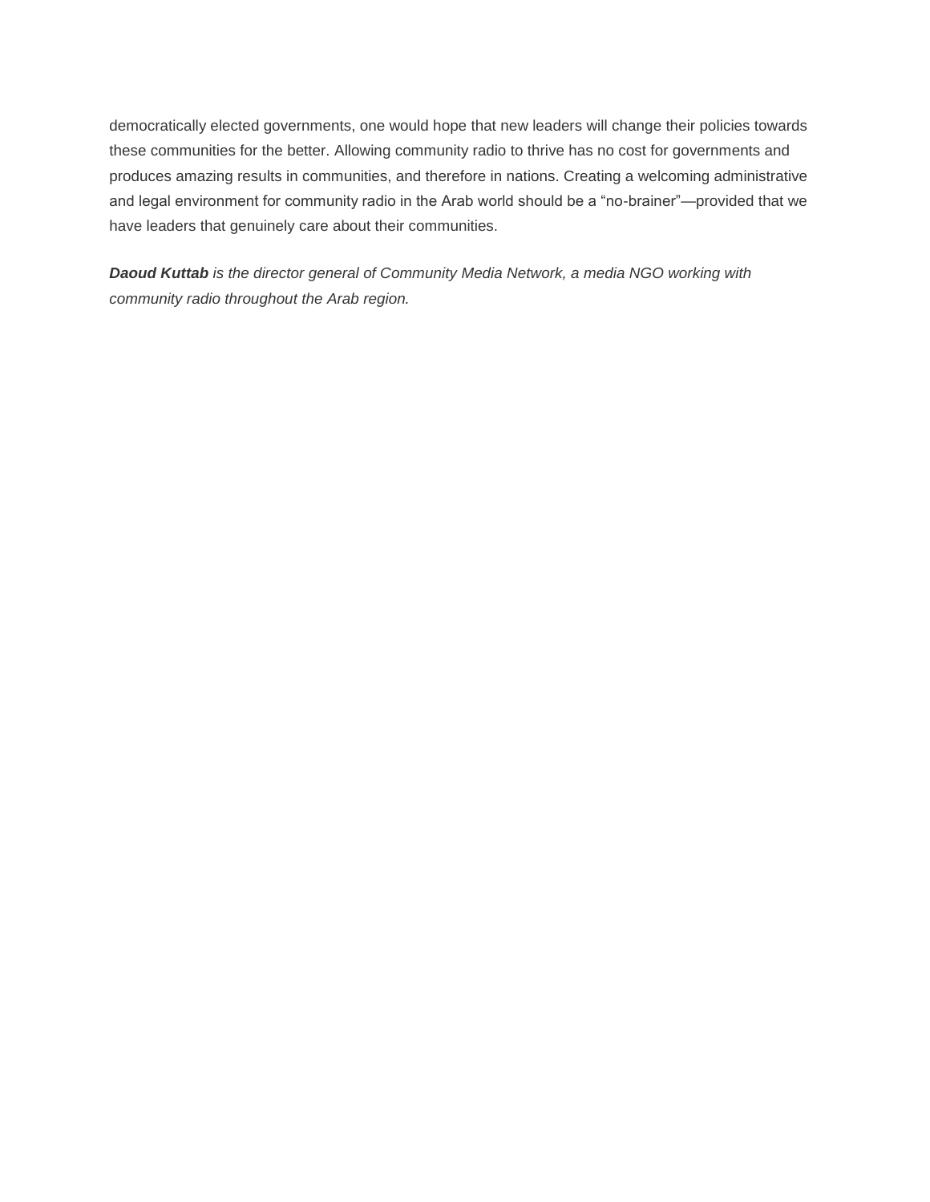democratically elected governments, one would hope that new leaders will change their policies towards these communities for the better. Allowing community radio to thrive has no cost for governments and produces amazing results in communities, and therefore in nations. Creating a welcoming administrative and legal environment for community radio in the Arab world should be a "no-brainer"—provided that we have leaders that genuinely care about their communities.

***Daoud Kuttab*** *is the director general of Community Media Network, a media NGO working with community radio throughout the Arab region.*